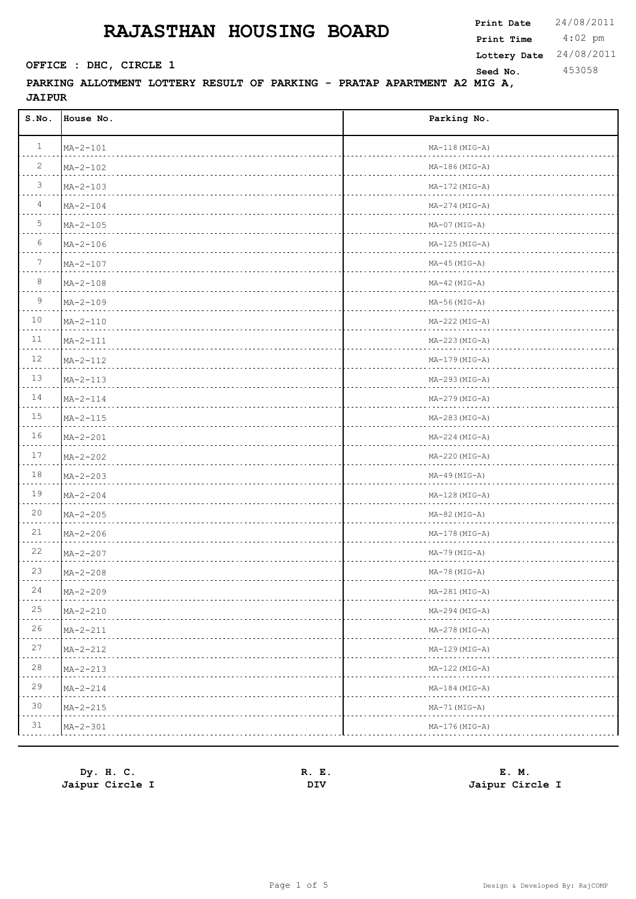# RAJASTHAN HOUSING BOARD

| | |
|---|---|
| **Print Date** | 24/08/2011 |
| **Print Time** | 4:02 pm |
| **Lottery Date** | 24/08/2011 |
| **Seed No.** | 453058 |

**OFFICE : DHC, CIRCLE 1**

**PARKING ALLOTMENT LOTTERY RESULT OF PARKING - PRATAP APARTMENT A2 MIG A, JAIPUR**

| S.No. | House No. | Parking No. |
|---|---|---|
| 1 | MA-2-101 | MA-118(MIG-A) |
| 2 | MA-2-102 | MA-186(MIG-A) |
| 3 | MA-2-103 | MA-172(MIG-A) |
| 4 | MA-2-104 | MA-274(MIG-A) |
| 5 | MA-2-105 | MA-07(MIG-A) |
| 6 | MA-2-106 | MA-125(MIG-A) |
| 7 | MA-2-107 | MA-45(MIG-A) |
| 8 | MA-2-108 | MA-42(MIG-A) |
| 9 | MA-2-109 | MA-56(MIG-A) |
| 10 | MA-2-110 | MA-222(MIG-A) |
| 11 | MA-2-111 | MA-223(MIG-A) |
| 12 | MA-2-112 | MA-179(MIG-A) |
| 13 | MA-2-113 | MA-293(MIG-A) |
| 14 | MA-2-114 | MA-279(MIG-A) |
| 15 | MA-2-115 | MA-283(MIG-A) |
| 16 | MA-2-201 | MA-224(MIG-A) |
| 17 | MA-2-202 | MA-220(MIG-A) |
| 18 | MA-2-203 | MA-49(MIG-A) |
| 19 | MA-2-204 | MA-128(MIG-A) |
| 20 | MA-2-205 | MA-82(MIG-A) |
| 21 | MA-2-206 | MA-178(MIG-A) |
| 22 | MA-2-207 | MA-79(MIG-A) |
| 23 | MA-2-208 | MA-78(MIG-A) |
| 24 | MA-2-209 | MA-281(MIG-A) |
| 25 | MA-2-210 | MA-294(MIG-A) |
| 26 | MA-2-211 | MA-278(MIG-A) |
| 27 | MA-2-212 | MA-129(MIG-A) |
| 28 | MA-2-213 | MA-122(MIG-A) |
| 29 | MA-2-214 | MA-184(MIG-A) |
| 30 | MA-2-215 | MA-71(MIG-A) |
| 31 | MA-2-301 | MA-176(MIG-A) |

| **Dy. H. C.** | **R. E.** | **E. M.** |
|---|---|---|
| **Jaipur Circle I** | **DIV** | **Jaipur Circle I** |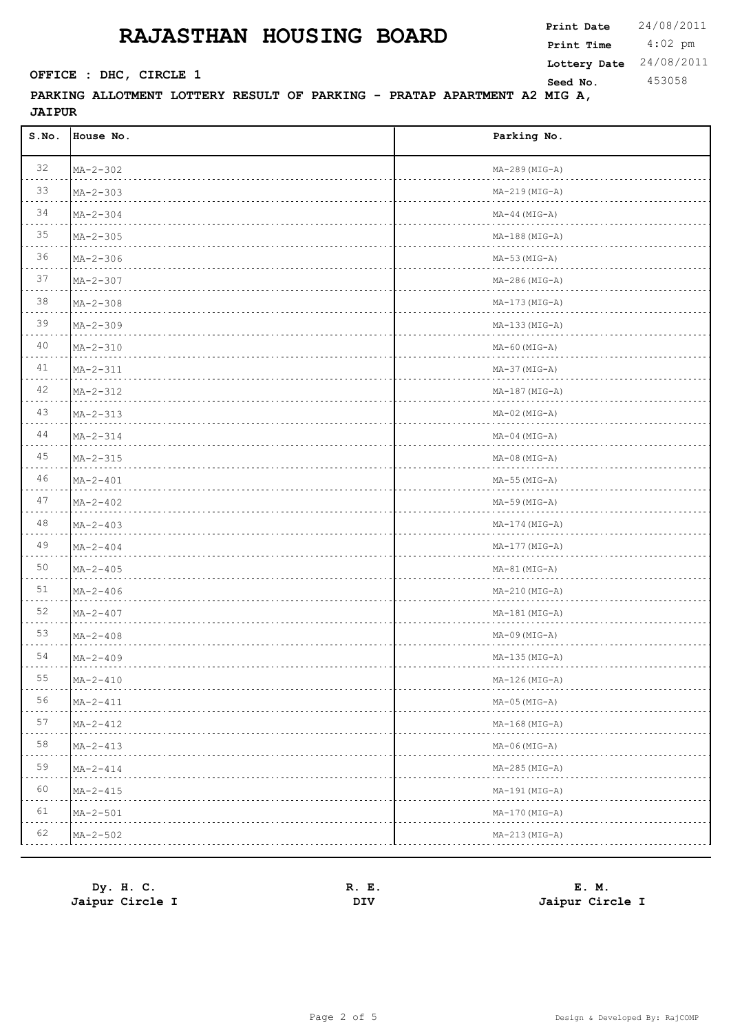# RAJASTHAN HOUSING BOARD

**Print Date** 24/08/2011
**Print Time** 4:02 pm
**Lottery Date** 24/08/2011
**Seed No.** 453058

**OFFICE : DHC, CIRCLE 1**

**PARKING ALLOTMENT LOTTERY RESULT OF PARKING - PRATAP APARTMENT A2 MIG A, JAIPUR**

| S.No. | House No. | Parking No. |
|---|---|---|
| 32 | MA-2-302 | MA-289(MIG-A) |
| 33 | MA-2-303 | MA-219(MIG-A) |
| 34 | MA-2-304 | MA-44(MIG-A) |
| 35 | MA-2-305 | MA-188(MIG-A) |
| 36 | MA-2-306 | MA-53(MIG-A) |
| 37 | MA-2-307 | MA-286(MIG-A) |
| 38 | MA-2-308 | MA-173(MIG-A) |
| 39 | MA-2-309 | MA-133(MIG-A) |
| 40 | MA-2-310 | MA-60(MIG-A) |
| 41 | MA-2-311 | MA-37(MIG-A) |
| 42 | MA-2-312 | MA-187(MIG-A) |
| 43 | MA-2-313 | MA-02(MIG-A) |
| 44 | MA-2-314 | MA-04(MIG-A) |
| 45 | MA-2-315 | MA-08(MIG-A) |
| 46 | MA-2-401 | MA-55(MIG-A) |
| 47 | MA-2-402 | MA-59(MIG-A) |
| 48 | MA-2-403 | MA-174(MIG-A) |
| 49 | MA-2-404 | MA-177(MIG-A) |
| 50 | MA-2-405 | MA-81(MIG-A) |
| 51 | MA-2-406 | MA-210(MIG-A) |
| 52 | MA-2-407 | MA-181(MIG-A) |
| 53 | MA-2-408 | MA-09(MIG-A) |
| 54 | MA-2-409 | MA-135(MIG-A) |
| 55 | MA-2-410 | MA-126(MIG-A) |
| 56 | MA-2-411 | MA-05(MIG-A) |
| 57 | MA-2-412 | MA-168(MIG-A) |
| 58 | MA-2-413 | MA-06(MIG-A) |
| 59 | MA-2-414 | MA-285(MIG-A) |
| 60 | MA-2-415 | MA-191(MIG-A) |
| 61 | MA-2-501 | MA-170(MIG-A) |
| 62 | MA-2-502 | MA-213(MIG-A) |

**Dy. H. C.**
**Jaipur Circle I**

**R. E.**
**DIV**

**E. M.**
**Jaipur Circle I**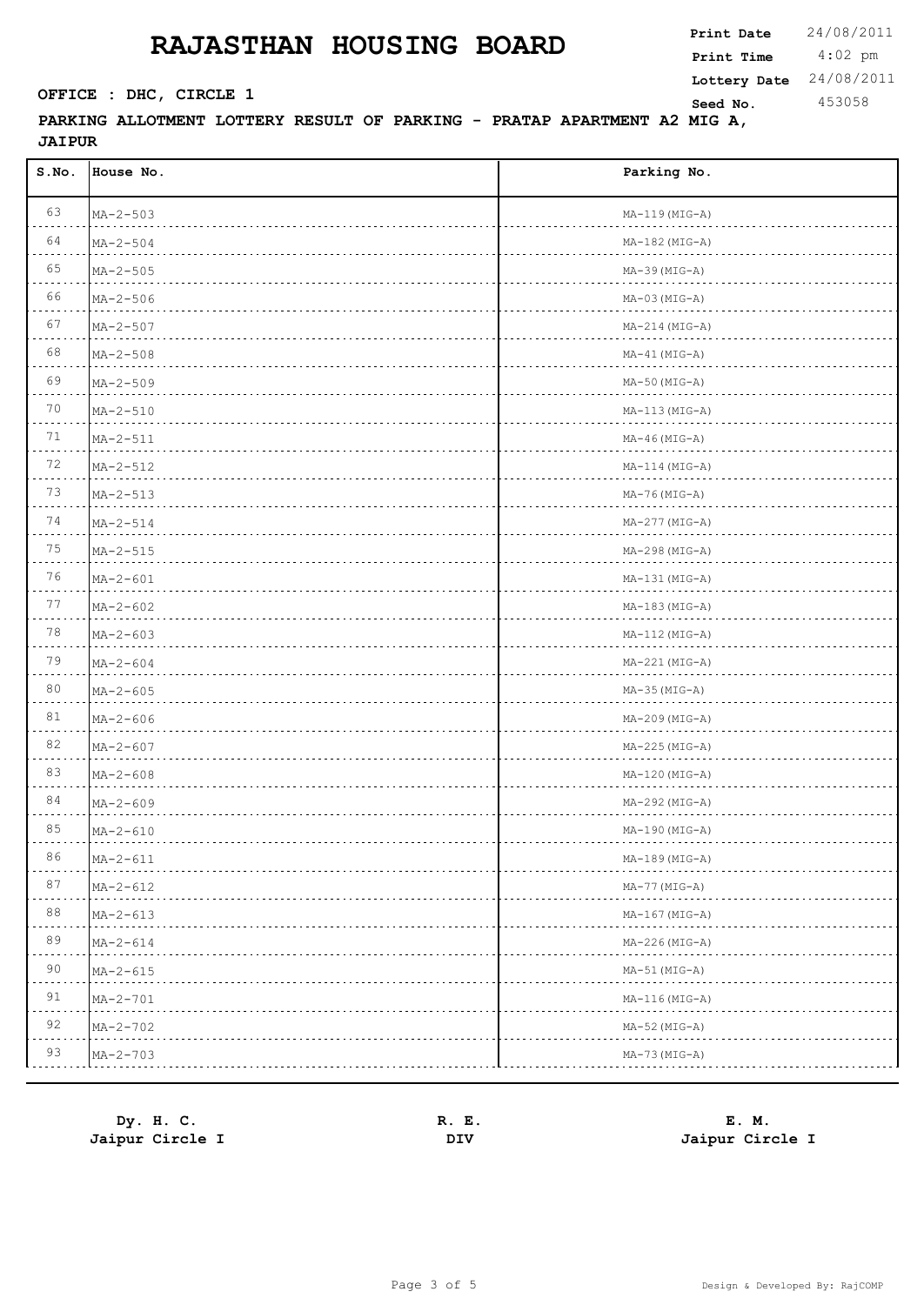# RAJASTHAN HOUSING BOARD

**Print Date** 24/08/2011
**Print Time** 4:02 pm
**Lottery Date** 24/08/2011
**Seed No.** 453058

**OFFICE : DHC, CIRCLE 1**

**PARKING ALLOTMENT LOTTERY RESULT OF PARKING - PRATAP APARTMENT A2 MIG A, JAIPUR**

| S.No. | House No. | Parking No. |
|---|---|---|
| 63 | MA-2-503 | MA-119(MIG-A) |
| 64 | MA-2-504 | MA-182(MIG-A) |
| 65 | MA-2-505 | MA-39(MIG-A) |
| 66 | MA-2-506 | MA-03(MIG-A) |
| 67 | MA-2-507 | MA-214(MIG-A) |
| 68 | MA-2-508 | MA-41(MIG-A) |
| 69 | MA-2-509 | MA-50(MIG-A) |
| 70 | MA-2-510 | MA-113(MIG-A) |
| 71 | MA-2-511 | MA-46(MIG-A) |
| 72 | MA-2-512 | MA-114(MIG-A) |
| 73 | MA-2-513 | MA-76(MIG-A) |
| 74 | MA-2-514 | MA-277(MIG-A) |
| 75 | MA-2-515 | MA-298(MIG-A) |
| 76 | MA-2-601 | MA-131(MIG-A) |
| 77 | MA-2-602 | MA-183(MIG-A) |
| 78 | MA-2-603 | MA-112(MIG-A) |
| 79 | MA-2-604 | MA-221(MIG-A) |
| 80 | MA-2-605 | MA-35(MIG-A) |
| 81 | MA-2-606 | MA-209(MIG-A) |
| 82 | MA-2-607 | MA-225(MIG-A) |
| 83 | MA-2-608 | MA-120(MIG-A) |
| 84 | MA-2-609 | MA-292(MIG-A) |
| 85 | MA-2-610 | MA-190(MIG-A) |
| 86 | MA-2-611 | MA-189(MIG-A) |
| 87 | MA-2-612 | MA-77(MIG-A) |
| 88 | MA-2-613 | MA-167(MIG-A) |
| 89 | MA-2-614 | MA-226(MIG-A) |
| 90 | MA-2-615 | MA-51(MIG-A) |
| 91 | MA-2-701 | MA-116(MIG-A) |
| 92 | MA-2-702 | MA-52(MIG-A) |
| 93 | MA-2-703 | MA-73(MIG-A) |

**Dy. H. C.**
**Jaipur Circle I**

**R. E.**
**DIV**

**E. M.**
**Jaipur Circle I**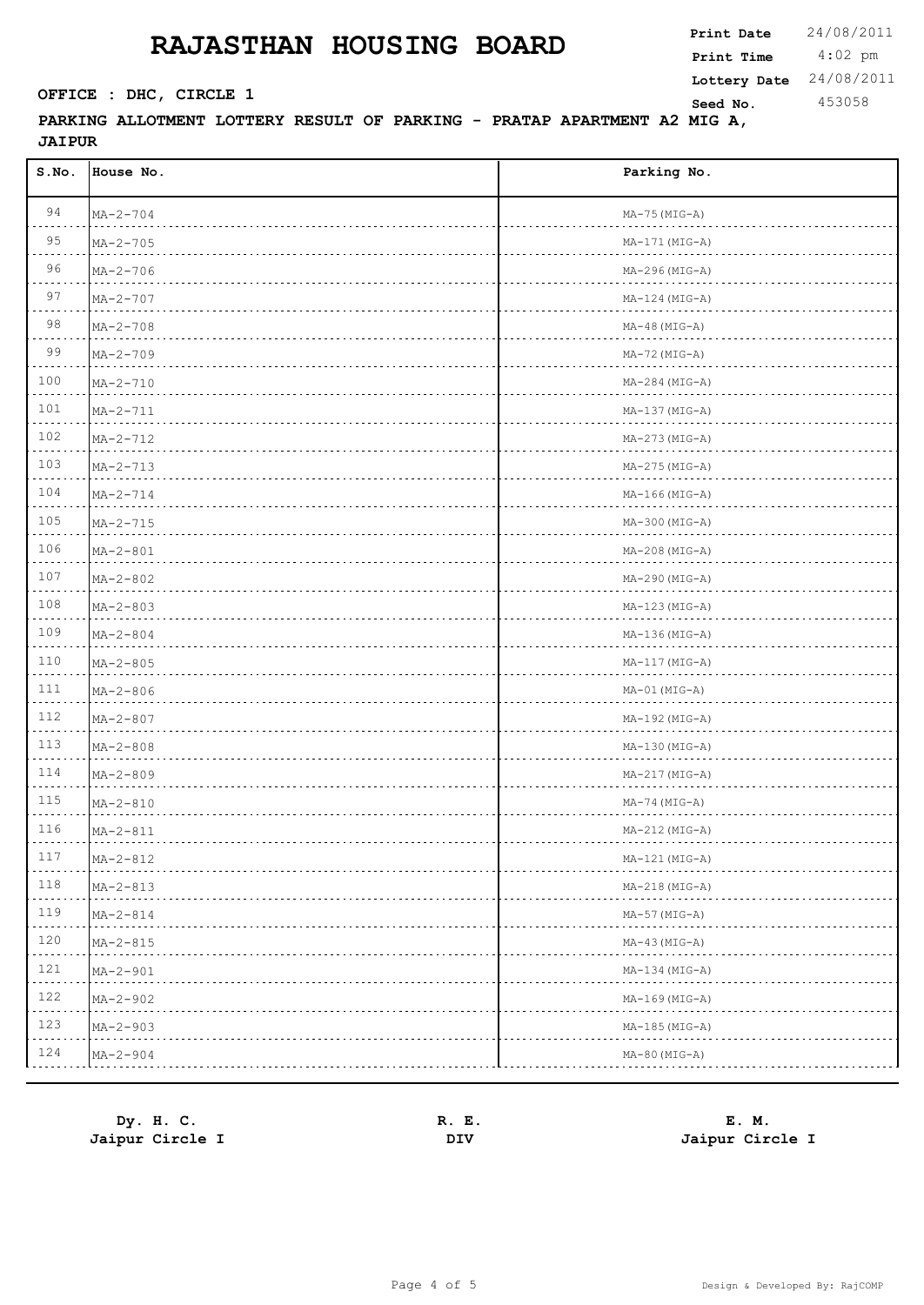# RAJASTHAN HOUSING BOARD

**Print Date** 24/08/2011
**Print Time** 4:02 pm
**Lottery Date** 24/08/2011
**Seed No.** 453058

**OFFICE : DHC, CIRCLE 1**

**PARKING ALLOTMENT LOTTERY RESULT OF PARKING - PRATAP APARTMENT A2 MIG A, JAIPUR**

| S.No. | House No. | Parking No. |
|---|---|---|
| 94 | MA-2-704 | MA-75(MIG-A) |
| 95 | MA-2-705 | MA-171(MIG-A) |
| 96 | MA-2-706 | MA-296(MIG-A) |
| 97 | MA-2-707 | MA-124(MIG-A) |
| 98 | MA-2-708 | MA-48(MIG-A) |
| 99 | MA-2-709 | MA-72(MIG-A) |
| 100 | MA-2-710 | MA-284(MIG-A) |
| 101 | MA-2-711 | MA-137(MIG-A) |
| 102 | MA-2-712 | MA-273(MIG-A) |
| 103 | MA-2-713 | MA-275(MIG-A) |
| 104 | MA-2-714 | MA-166(MIG-A) |
| 105 | MA-2-715 | MA-300(MIG-A) |
| 106 | MA-2-801 | MA-208(MIG-A) |
| 107 | MA-2-802 | MA-290(MIG-A) |
| 108 | MA-2-803 | MA-123(MIG-A) |
| 109 | MA-2-804 | MA-136(MIG-A) |
| 110 | MA-2-805 | MA-117(MIG-A) |
| 111 | MA-2-806 | MA-01(MIG-A) |
| 112 | MA-2-807 | MA-192(MIG-A) |
| 113 | MA-2-808 | MA-130(MIG-A) |
| 114 | MA-2-809 | MA-217(MIG-A) |
| 115 | MA-2-810 | MA-74(MIG-A) |
| 116 | MA-2-811 | MA-212(MIG-A) |
| 117 | MA-2-812 | MA-121(MIG-A) |
| 118 | MA-2-813 | MA-218(MIG-A) |
| 119 | MA-2-814 | MA-57(MIG-A) |
| 120 | MA-2-815 | MA-43(MIG-A) |
| 121 | MA-2-901 | MA-134(MIG-A) |
| 122 | MA-2-902 | MA-169(MIG-A) |
| 123 | MA-2-903 | MA-185(MIG-A) |
| 124 | MA-2-904 | MA-80(MIG-A) |

**Dy. H. C.**
**Jaipur Circle I**

**R. E.**
**DIV**

**E. M.**
**Jaipur Circle I**

Design & Developed By: RajCOMP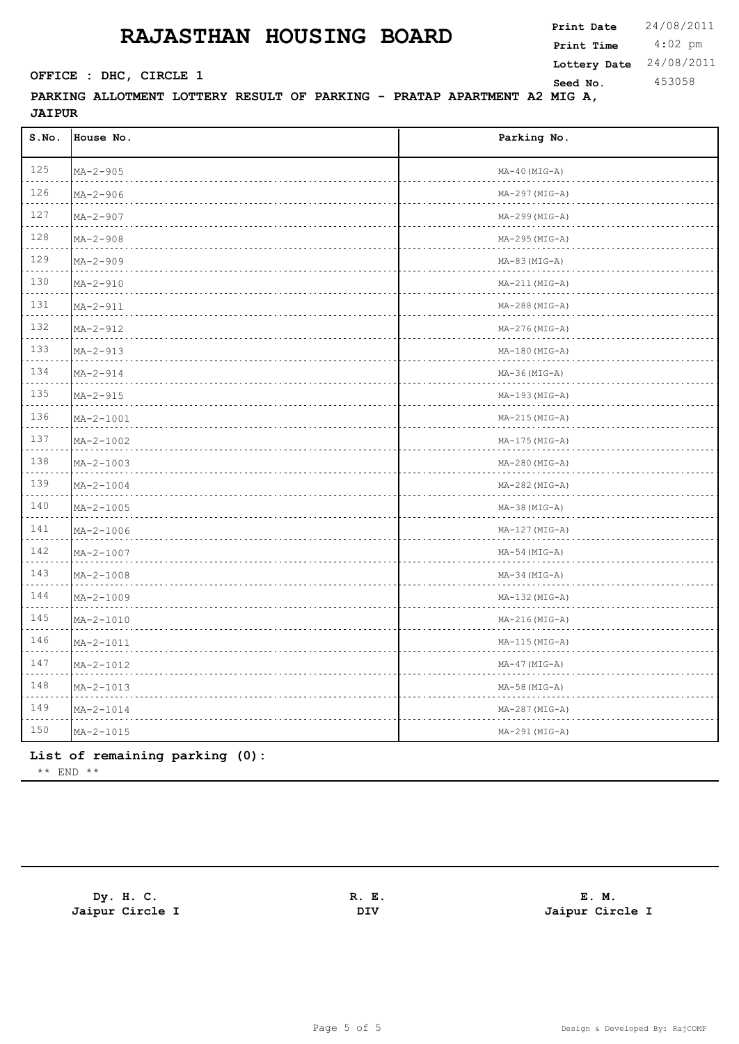# RAJASTHAN HOUSING BOARD

**Print Date** 24/08/2011
**Print Time** 4:02 pm
**Lottery Date** 24/08/2011
**Seed No.** 453058

**OFFICE : DHC, CIRCLE 1**

**PARKING ALLOTMENT LOTTERY RESULT OF PARKING - PRATAP APARTMENT A2 MIG A, JAIPUR**

| S.No. | House No. | Parking No. |
|---|---|---|
| 125 | MA-2-905 | MA-40(MIG-A) |
| 126 | MA-2-906 | MA-297(MIG-A) |
| 127 | MA-2-907 | MA-299(MIG-A) |
| 128 | MA-2-908 | MA-295(MIG-A) |
| 129 | MA-2-909 | MA-83(MIG-A) |
| 130 | MA-2-910 | MA-211(MIG-A) |
| 131 | MA-2-911 | MA-288(MIG-A) |
| 132 | MA-2-912 | MA-276(MIG-A) |
| 133 | MA-2-913 | MA-180(MIG-A) |
| 134 | MA-2-914 | MA-36(MIG-A) |
| 135 | MA-2-915 | MA-193(MIG-A) |
| 136 | MA-2-1001 | MA-215(MIG-A) |
| 137 | MA-2-1002 | MA-175(MIG-A) |
| 138 | MA-2-1003 | MA-280(MIG-A) |
| 139 | MA-2-1004 | MA-282(MIG-A) |
| 140 | MA-2-1005 | MA-38(MIG-A) |
| 141 | MA-2-1006 | MA-127(MIG-A) |
| 142 | MA-2-1007 | MA-54(MIG-A) |
| 143 | MA-2-1008 | MA-34(MIG-A) |
| 144 | MA-2-1009 | MA-132(MIG-A) |
| 145 | MA-2-1010 | MA-216(MIG-A) |
| 146 | MA-2-1011 | MA-115(MIG-A) |
| 147 | MA-2-1012 | MA-47(MIG-A) |
| 148 | MA-2-1013 | MA-58(MIG-A) |
| 149 | MA-2-1014 | MA-287(MIG-A) |
| 150 | MA-2-1015 | MA-291(MIG-A) |

**List of remaining parking (0):**

** END **

**Dy. H. C.**
**Jaipur Circle I**

**R. E.**
**DIV**

**E. M.**
**Jaipur Circle I**

Design & Developed By: RajCOMP